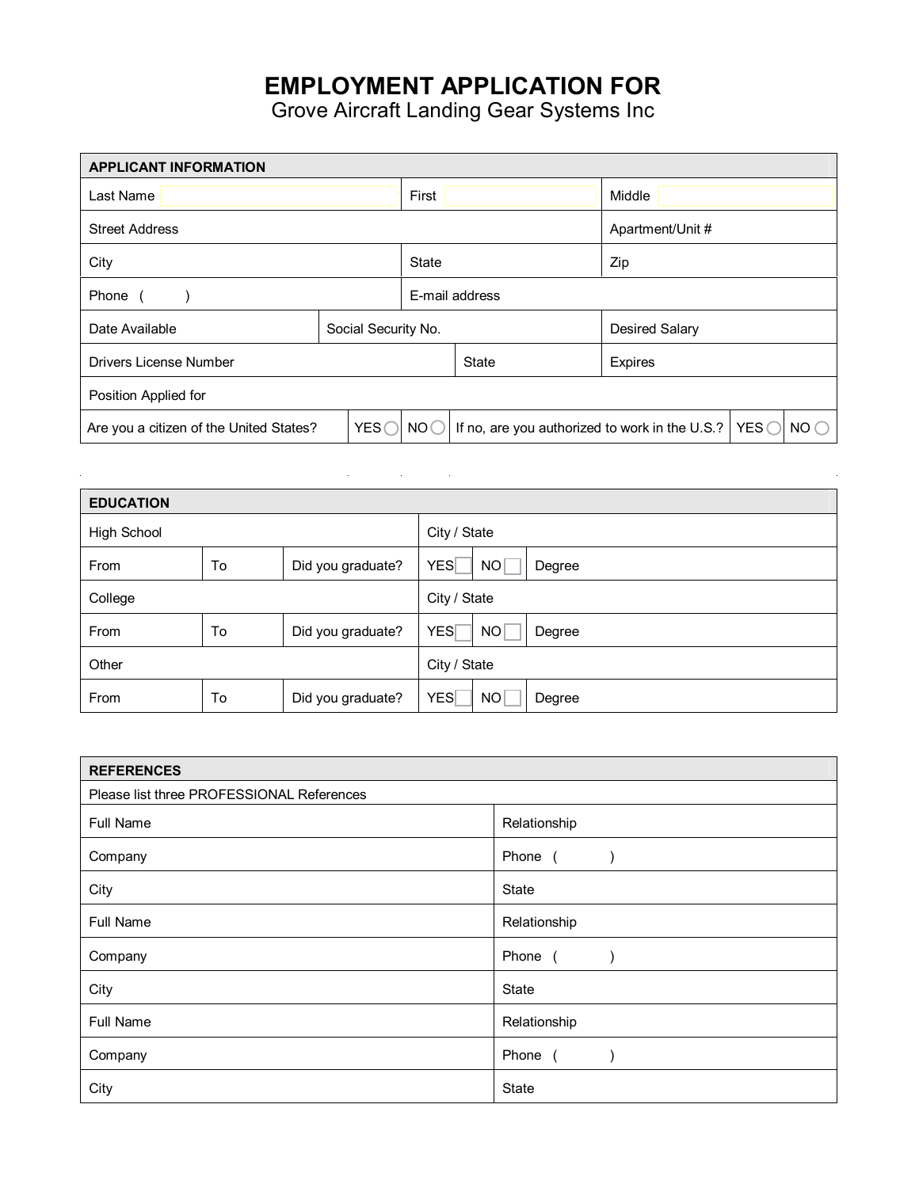# EMPLOYMENT APPLICATION FOR

Grove Aircraft Landing Gear Systems Inc

| APPLICANT INFORMATION | | | | | |
|---|---|---|---|---|---|
| Last Name | | First | | Middle | |
| Street Address | | | | Apartment/Unit # | |
| City | | State | | Zip | |
| Phone ( ) | | E-mail address | | | |
| Date Available | Social Security No. | | | Desired Salary | |
| Drivers License Number | | State | | Expires | |
| Position Applied for | | | | | |
| Are you a citizen of the United States? | YES ◯ | NO ◯ | If no, are you authorized to work in the U.S.? | YES ◯ | NO ◯ |

| EDUCATION | | | | | |
|---|---|---|---|---|---|
| High School | | | City / State | | |
| From | To | Did you graduate? | YES ☐ | NO ☐ | Degree |
| College | | | City / State | | |
| From | To | Did you graduate? | YES ☐ | NO ☐ | Degree |
| Other | | | City / State | | |
| From | To | Did you graduate? | YES ☐ | NO ☐ | Degree |

| REFERENCES | |
|---|---|
| Please list three PROFESSIONAL References | |
| Full Name | Relationship |
| Company | Phone ( ) |
| City | State |
| Full Name | Relationship |
| Company | Phone ( ) |
| City | State |
| Full Name | Relationship |
| Company | Phone ( ) |
| City | State |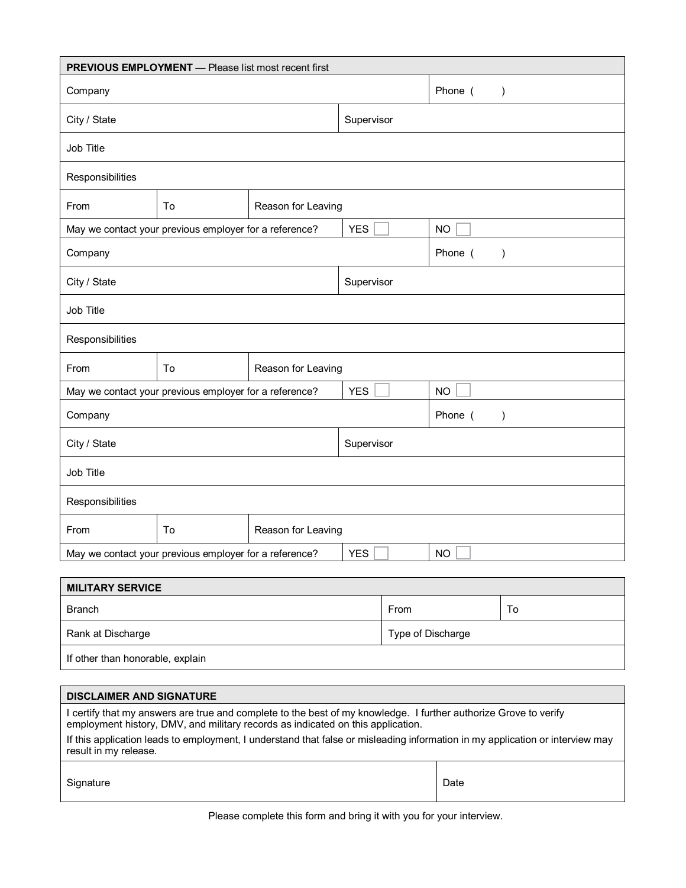## PREVIOUS EMPLOYMENT — Please list most recent first

| | | | |
|---|---|---|---|
| Company | | | Phone ( ) |
| City / State | | Supervisor | |
| Job Title | | | |
| Responsibilities | | | |
| From | To | Reason for Leaving | |
| May we contact your previous employer for a reference? | | YES ☐ | NO ☐ |
| Company | | | Phone ( ) |
| City / State | | Supervisor | |
| Job Title | | | |
| Responsibilities | | | |
| From | To | Reason for Leaving | |
| May we contact your previous employer for a reference? | | YES ☐ | NO ☐ |
| Company | | | Phone ( ) |
| City / State | | Supervisor | |
| Job Title | | | |
| Responsibilities | | | |
| From | To | Reason for Leaving | |
| May we contact your previous employer for a reference? | | YES ☐ | NO ☐ |

## MILITARY SERVICE

| | | |
|---|---|---|
| Branch | From | To |
| Rank at Discharge | Type of Discharge | |
| If other than honorable, explain | | |

## DISCLAIMER AND SIGNATURE

I certify that my answers are true and complete to the best of my knowledge. I further authorize Grove to verify employment history, DMV, and military records as indicated on this application.

If this application leads to employment, I understand that false or misleading information in my application or interview may result in my release.

| | |
|---|---|
| Signature | Date |

Please complete this form and bring it with you for your interview.